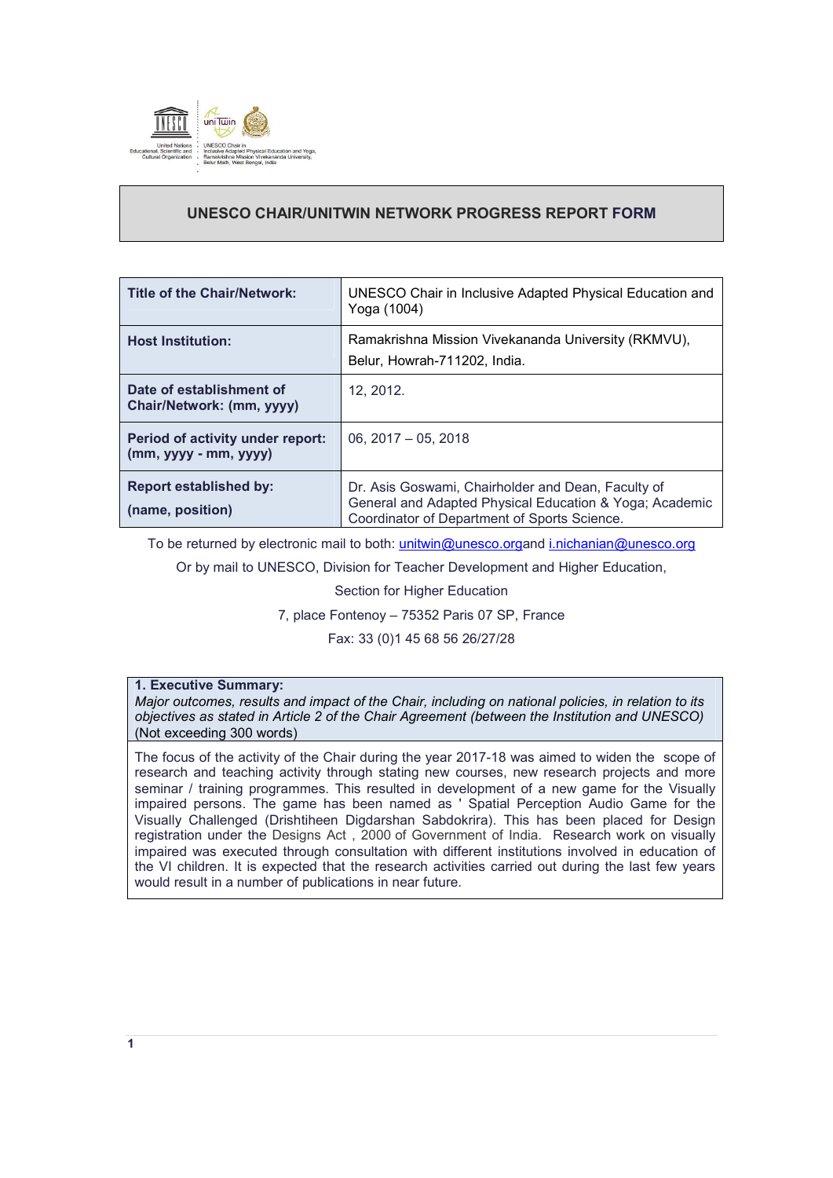United Nations Educational, Scientific and Cultural Organization · UNESCO Chair in Inclusive Adapted Physical Education and Yoga, Ramakrishna Mission Vivekananda University, Belur Math, West Bengal, India

# UNESCO CHAIR/UNITWIN NETWORK PROGRESS REPORT FORM

| Title of the Chair/Network: | UNESCO Chair in Inclusive Adapted Physical Education and Yoga (1004) |
|---|---|
| Host Institution: | Ramakrishna Mission Vivekananda University (RKMVU), Belur, Howrah-711202, India. |
| Date of establishment of Chair/Network: (mm, yyyy) | 12, 2012. |
| Period of activity under report: (mm, yyyy - mm, yyyy) | 06, 2017 – 05, 2018 |
| Report established by: (name, position) | Dr. Asis Goswami, Chairholder and Dean, Faculty of General and Adapted Physical Education & Yoga; Academic Coordinator of Department of Sports Science. |

To be returned by electronic mail to both: unitwin@unesco.organd i.nichanian@unesco.org

Or by mail to UNESCO, Division for Teacher Development and Higher Education,

Section for Higher Education

7, place Fontenoy – 75352 Paris 07 SP, France

Fax: 33 (0)1 45 68 56 26/27/28

## 1. Executive Summary:

*Major outcomes, results and impact of the Chair, including on national policies, in relation to its objectives as stated in Article 2 of the Chair Agreement (between the Institution and UNESCO)* (Not exceeding 300 words)

The focus of the activity of the Chair during the year 2017-18 was aimed to widen the scope of research and teaching activity through stating new courses, new research projects and more seminar / training programmes. This resulted in development of a new game for the Visually impaired persons. The game has been named as ' Spatial Perception Audio Game for the Visually Challenged (Drishtiheen Digdarshan Sabdokrira). This has been placed for Design registration under the Designs Act , 2000 of Government of India. Research work on visually impaired was executed through consultation with different institutions involved in education of the VI children. It is expected that the research activities carried out during the last few years would result in a number of publications in near future.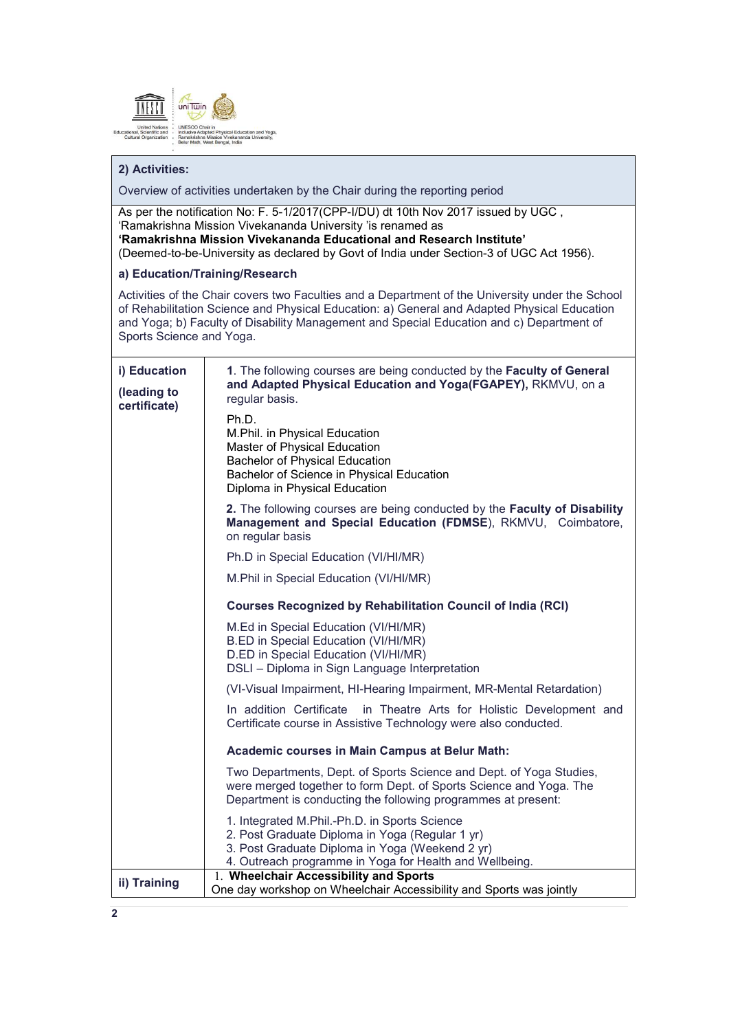## 2) Activities:

Overview of activities undertaken by the Chair during the reporting period

As per the notification No: F. 5-1/2017(CPP-I/DU) dt 10th Nov 2017 issued by UGC , 'Ramakrishna Mission Vivekananda University 'is renamed as
**'Ramakrishna Mission Vivekananda Educational and Research Institute'**
(Deemed-to-be-University as declared by Govt of India under Section-3 of UGC Act 1956).

### a) Education/Training/Research

Activities of the Chair covers two Faculties and a Department of the University under the School of Rehabilitation Science and Physical Education: a) General and Adapted Physical Education and Yoga; b) Faculty of Disability Management and Special Education and c) Department of Sports Science and Yoga.

| | |
|---|---|
| **i) Education (leading to certificate)** | **1**. The following courses are being conducted by the **Faculty of General and Adapted Physical Education and Yoga(FGAPEY),** RKMVU, on a regular basis.<br><br>Ph.D.<br>M.Phil. in Physical Education<br>Master of Physical Education<br>Bachelor of Physical Education<br>Bachelor of Science in Physical Education<br>Diploma in Physical Education<br><br>**2.** The following courses are being conducted by the **Faculty of Disability Management and Special Education (FDMSE**), RKMVU, Coimbatore, on regular basis<br><br>Ph.D in Special Education (VI/HI/MR)<br><br>M.Phil in Special Education (VI/HI/MR)<br><br>**Courses Recognized by Rehabilitation Council of India (RCI)**<br><br>M.Ed in Special Education (VI/HI/MR)<br>B.ED in Special Education (VI/HI/MR)<br>D.ED in Special Education (VI/HI/MR)<br>DSLI – Diploma in Sign Language Interpretation<br><br>(VI-Visual Impairment, HI-Hearing Impairment, MR-Mental Retardation)<br><br>In addition Certificate in Theatre Arts for Holistic Development and Certificate course in Assistive Technology were also conducted.<br><br>**Academic courses in Main Campus at Belur Math:**<br><br>Two Departments, Dept. of Sports Science and Dept. of Yoga Studies, were merged together to form Dept. of Sports Science and Yoga. The Department is conducting the following programmes at present:<br><br>1. Integrated M.Phil.-Ph.D. in Sports Science<br>2. Post Graduate Diploma in Yoga (Regular 1 yr)<br>3. Post Graduate Diploma in Yoga (Weekend 2 yr)<br>4. Outreach programme in Yoga for Health and Wellbeing. |
| **ii) Training** | 1. **Wheelchair Accessibility and Sports**<br>One day workshop on Wheelchair Accessibility and Sports was jointly |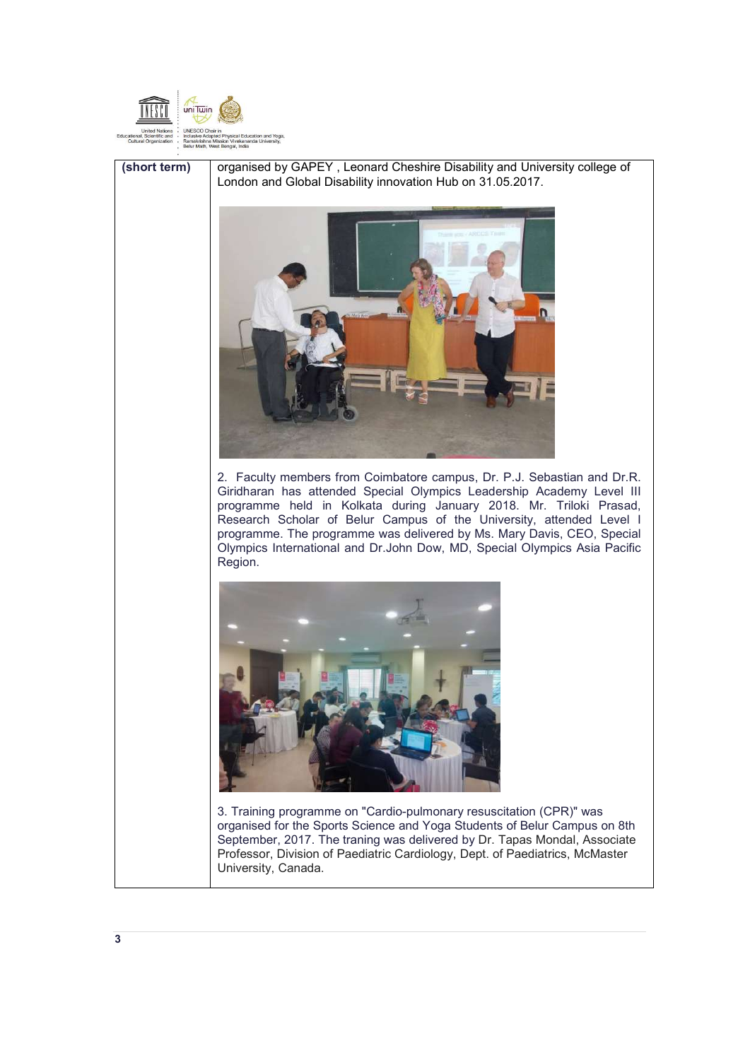| (short term) | organised by GAPEY , Leonard Cheshire Disability and University college of London and Global Disability innovation Hub on 31.05.2017.<br><br>2. Faculty members from Coimbatore campus, Dr. P.J. Sebastian and Dr.R. Giridharan has attended Special Olympics Leadership Academy Level III programme held in Kolkata during January 2018. Mr. Triloki Prasad, Research Scholar of Belur Campus of the University, attended Level I programme. The programme was delivered by Ms. Mary Davis, CEO, Special Olympics International and Dr.John Dow, MD, Special Olympics Asia Pacific Region.<br><br>3. Training programme on "Cardio-pulmonary resuscitation (CPR)" was organised for the Sports Science and Yoga Students of Belur Campus on 8th September, 2017. The traning was delivered by Dr. Tapas Mondal, Associate Professor, Division of Paediatric Cardiology, Dept. of Paediatrics, McMaster University, Canada. |
|---|---|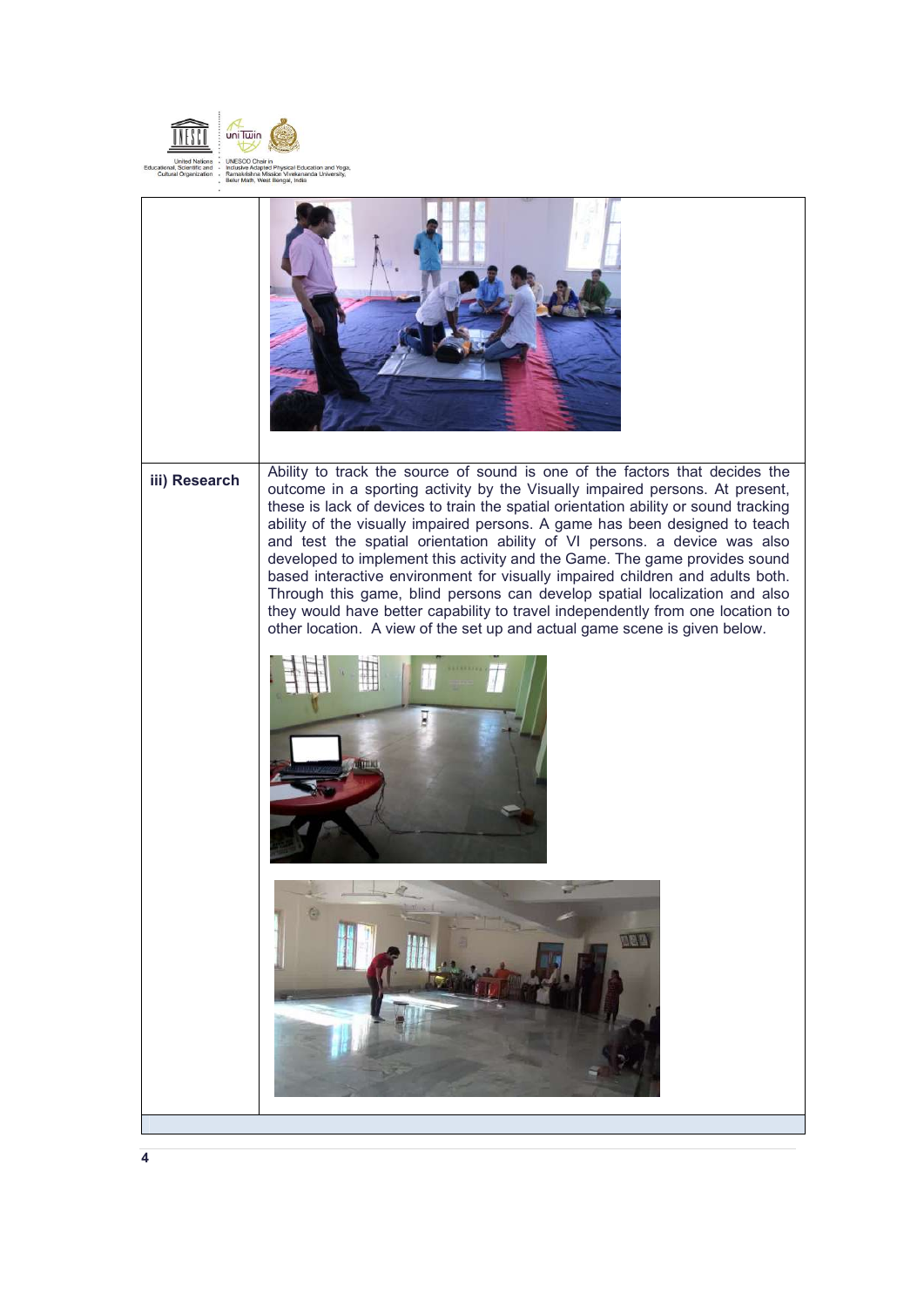| | |
|---|---|
| | |
| **iii) Research** | Ability to track the source of sound is one of the factors that decides the outcome in a sporting activity by the Visually impaired persons. At present, these is lack of devices to train the spatial orientation ability or sound tracking ability of the visually impaired persons. A game has been designed to teach and test the spatial orientation ability of VI persons. a device was also developed to implement this activity and the Game. The game provides sound based interactive environment for visually impaired children and adults both. Through this game, blind persons can develop spatial localization and also they would have better capability to travel independently from one location to other location. A view of the set up and actual game scene is given below. |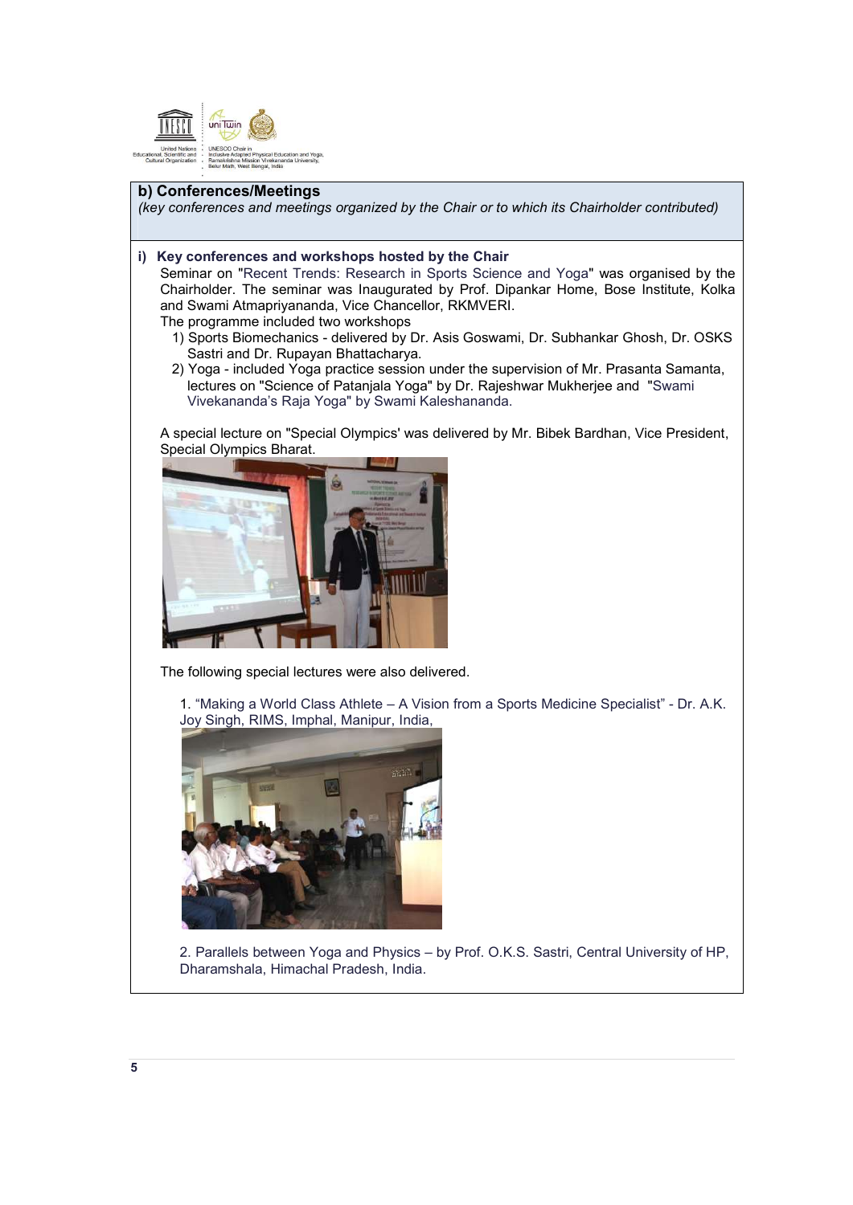## b) Conferences/Meetings

*(key conferences and meetings organized by the Chair or to which its Chairholder contributed)*

### i) Key conferences and workshops hosted by the Chair

Seminar on "Recent Trends: Research in Sports Science and Yoga" was organised by the Chairholder. The seminar was Inaugurated by Prof. Dipankar Home, Bose Institute, Kolka and Swami Atmapriyananda, Vice Chancellor, RKMVERI.

The programme included two workshops

1) Sports Biomechanics - delivered by Dr. Asis Goswami, Dr. Subhankar Ghosh, Dr. OSKS Sastri and Dr. Rupayan Bhattacharya.
2) Yoga - included Yoga practice session under the supervision of Mr. Prasanta Samanta, lectures on "Science of Patanjala Yoga" by Dr. Rajeshwar Mukherjee and "Swami Vivekananda's Raja Yoga" by Swami Kaleshananda.

A special lecture on "Special Olympics' was delivered by Mr. Bibek Bardhan, Vice President, Special Olympics Bharat.

The following special lectures were also delivered.

1. "Making a World Class Athlete – A Vision from a Sports Medicine Specialist" - Dr. A.K. Joy Singh, RIMS, Imphal, Manipur, India,

2. Parallels between Yoga and Physics – by Prof. O.K.S. Sastri, Central University of HP, Dharamshala, Himachal Pradesh, India.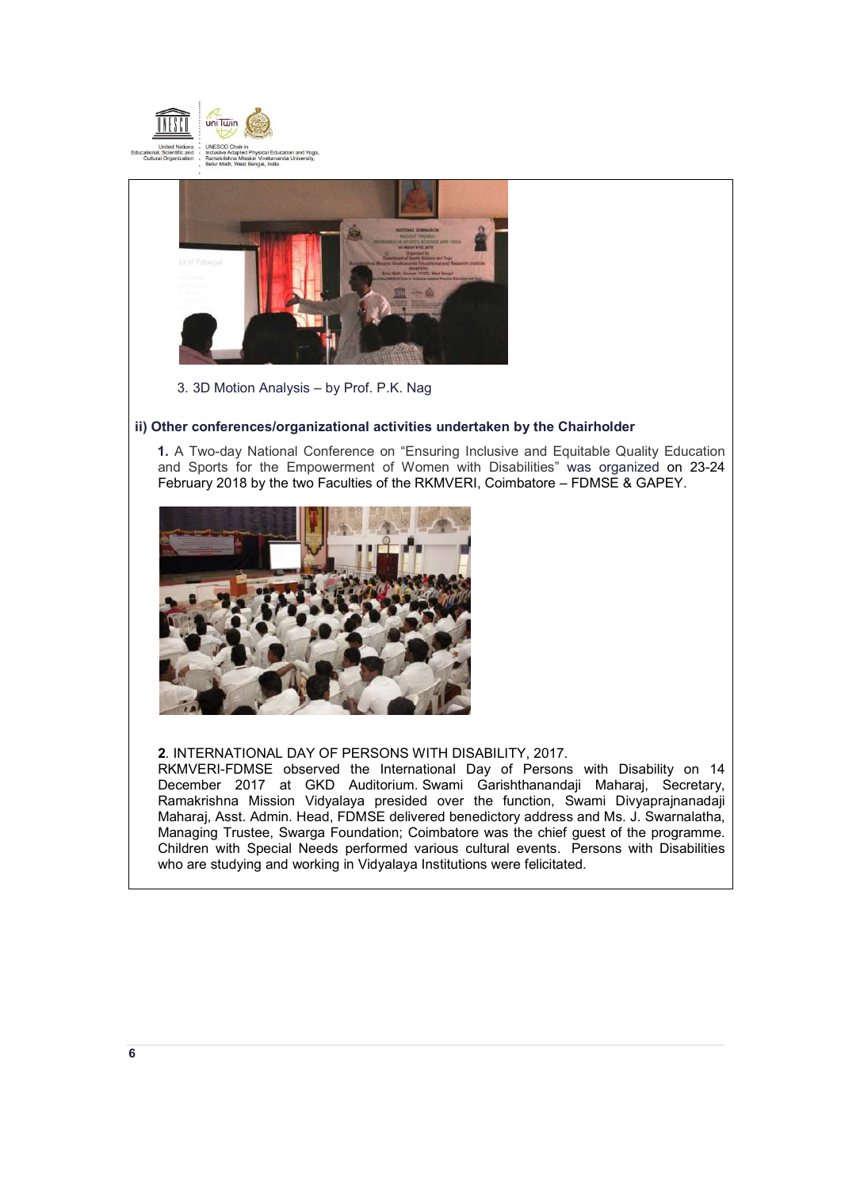3. 3D Motion Analysis – by Prof. P.K. Nag

**ii) Other conferences/organizational activities undertaken by the Chairholder**

**1.** A Two-day National Conference on "Ensuring Inclusive and Equitable Quality Education and Sports for the Empowerment of Women with Disabilities" was organized on 23-24 February 2018 by the two Faculties of the RKMVERI, Coimbatore – FDMSE & GAPEY.

**2**. INTERNATIONAL DAY OF PERSONS WITH DISABILITY, 2017.
RKMVERI-FDMSE observed the International Day of Persons with Disability on 14 December 2017 at GKD Auditorium. Swami Garishthanandaji Maharaj, Secretary, Ramakrishna Mission Vidyalaya presided over the function, Swami Divyaprajnanadaji Maharaj, Asst. Admin. Head, FDMSE delivered benedictory address and Ms. J. Swarnalatha, Managing Trustee, Swarga Foundation; Coimbatore was the chief guest of the programme. Children with Special Needs performed various cultural events. Persons with Disabilities who are studying and working in Vidyalaya Institutions were felicitated.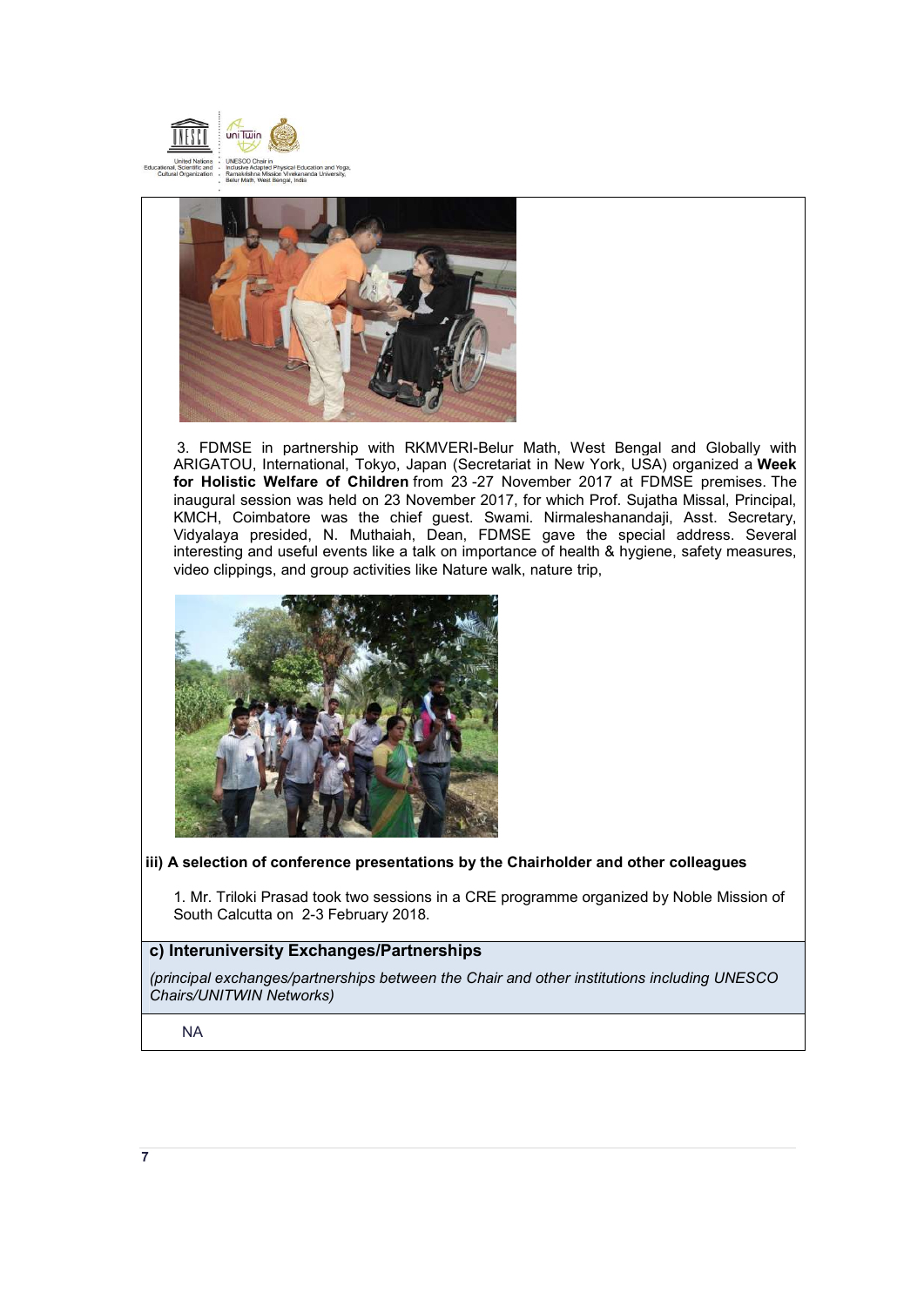3. FDMSE in partnership with RKMVERI-Belur Math, West Bengal and Globally with ARIGATOU, International, Tokyo, Japan (Secretariat in New York, USA) organized a **Week for Holistic Welfare of Children** from 23 -27 November 2017 at FDMSE premises. The inaugural session was held on 23 November 2017, for which Prof. Sujatha Missal, Principal, KMCH, Coimbatore was the chief guest. Swami. Nirmaleshanandaji, Asst. Secretary, Vidyalaya presided, N. Muthaiah, Dean, FDMSE gave the special address. Several interesting and useful events like a talk on importance of health & hygiene, safety measures, video clippings, and group activities like Nature walk, nature trip,

**iii) A selection of conference presentations by the Chairholder and other colleagues**

1. Mr. Triloki Prasad took two sessions in a CRE programme organized by Noble Mission of South Calcutta on 2-3 February 2018.

## c) Interuniversity Exchanges/Partnerships

*(principal exchanges/partnerships between the Chair and other institutions including UNESCO Chairs/UNITWIN Networks)*

NA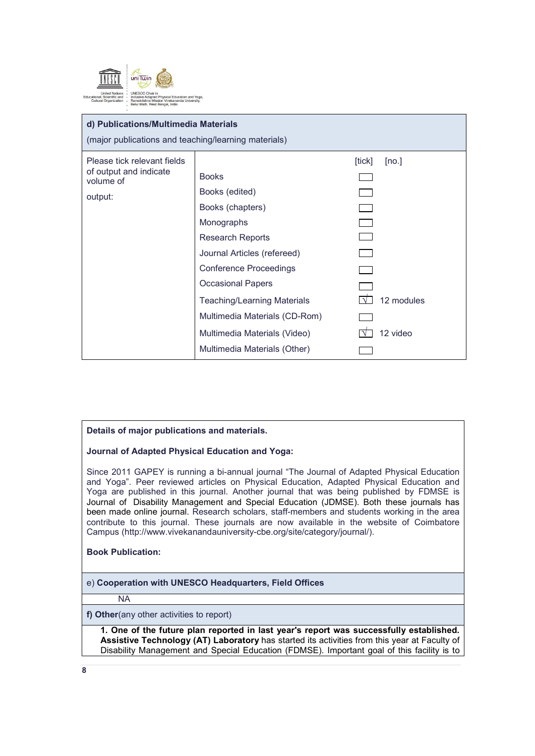| **d) Publications/Multimedia Materials** (major publications and teaching/learning materials) | | | |
|---|---|---|---|
| Please tick relevant fields of output and indicate volume of output: | | [tick] | [no.] |
| | Books | ☐ | |
| | Books (edited) | ☐ | |
| | Books (chapters) | ☐ | |
| | Monographs | ☐ | |
| | Research Reports | ☐ | |
| | Journal Articles (refereed) | ☐ | |
| | Conference Proceedings | ☐ | |
| | Occasional Papers | ☐ | |
| | Teaching/Learning Materials | √ | 12 modules |
| | Multimedia Materials (CD-Rom) | ☐ | |
| | Multimedia Materials (Video) | √ | 12 video |
| | Multimedia Materials (Other) | ☐ | |

**Details of major publications and materials.**

**Journal of Adapted Physical Education and Yoga:**

Since 2011 GAPEY is running a bi-annual journal "The Journal of Adapted Physical Education and Yoga". Peer reviewed articles on Physical Education, Adapted Physical Education and Yoga are published in this journal. Another journal that was being published by FDMSE is Journal of Disability Management and Special Education (JDMSE). Both these journals has been made online journal. Research scholars, staff-members and students working in the area contribute to this journal. These journals are now available in the website of Coimbatore Campus (http://www.vivekanandauniversity-cbe.org/site/category/journal/).

**Book Publication:**

e) **Cooperation with UNESCO Headquarters, Field Offices**

NA

**f) Other**(any other activities to report)

**1. One of the future plan reported in last year's report was successfully established. Assistive Technology (AT) Laboratory** has started its activities from this year at Faculty of Disability Management and Special Education (FDMSE). Important goal of this facility is to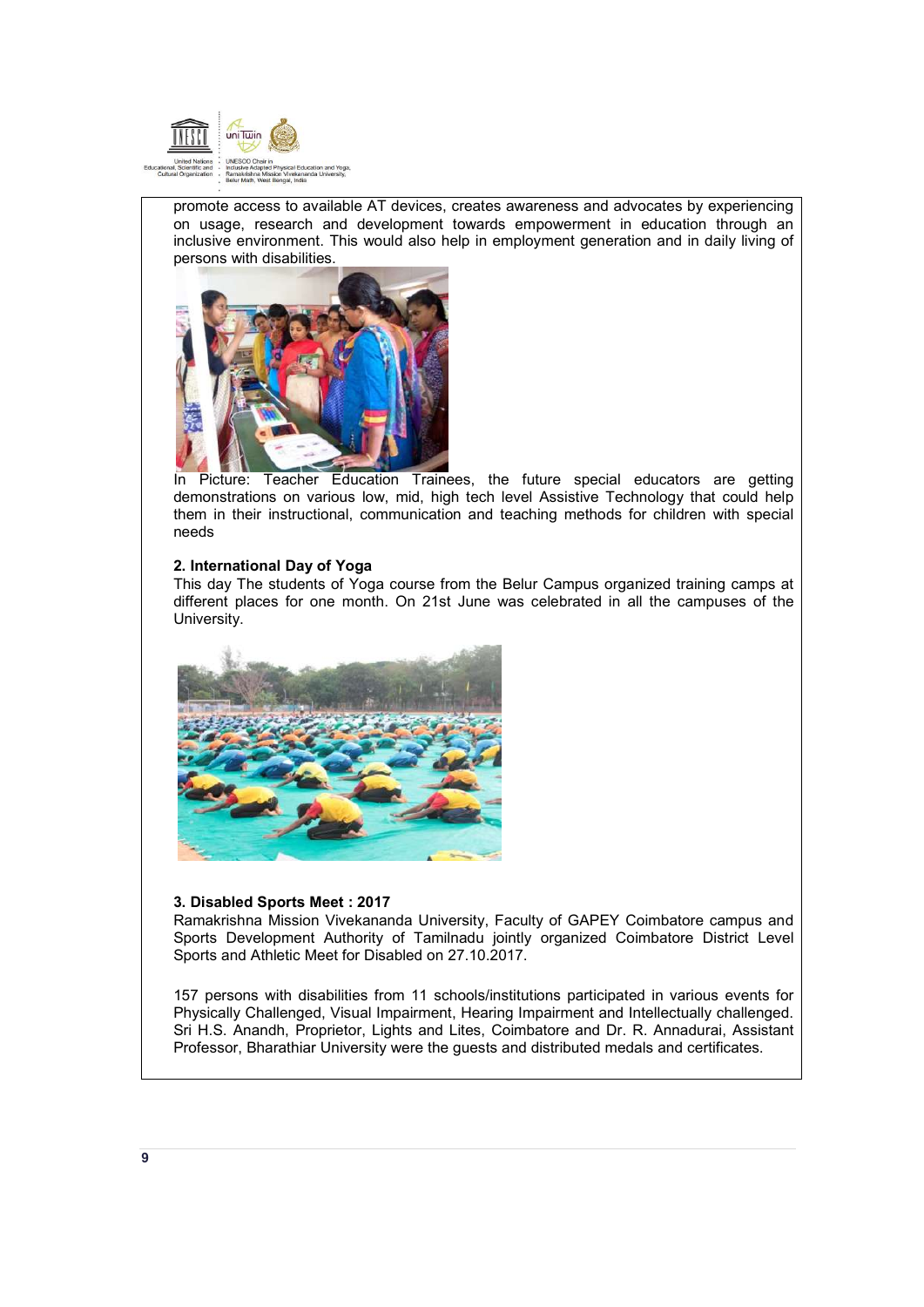promote access to available AT devices, creates awareness and advocates by experiencing on usage, research and development towards empowerment in education through an inclusive environment. This would also help in employment generation and in daily living of persons with disabilities.

In Picture: Teacher Education Trainees, the future special educators are getting demonstrations on various low, mid, high tech level Assistive Technology that could help them in their instructional, communication and teaching methods for children with special needs

**2. International Day of Yoga**

This day The students of Yoga course from the Belur Campus organized training camps at different places for one month. On 21st June was celebrated in all the campuses of the University.

**3. Disabled Sports Meet : 2017**

Ramakrishna Mission Vivekananda University, Faculty of GAPEY Coimbatore campus and Sports Development Authority of Tamilnadu jointly organized Coimbatore District Level Sports and Athletic Meet for Disabled on 27.10.2017.

157 persons with disabilities from 11 schools/institutions participated in various events for Physically Challenged, Visual Impairment, Hearing Impairment and Intellectually challenged. Sri H.S. Anandh, Proprietor, Lights and Lites, Coimbatore and Dr. R. Annadurai, Assistant Professor, Bharathiar University were the guests and distributed medals and certificates.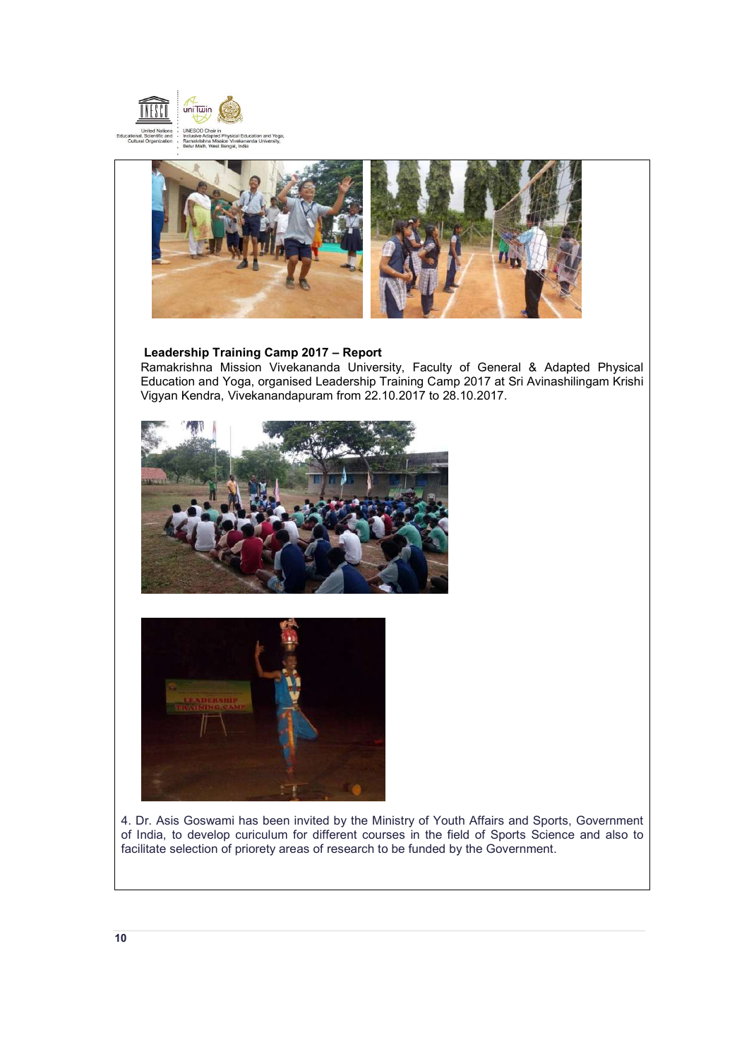**Leadership Training Camp 2017 – Report**

Ramakrishna Mission Vivekananda University, Faculty of General & Adapted Physical Education and Yoga, organised Leadership Training Camp 2017 at Sri Avinashilingam Krishi Vigyan Kendra, Vivekanandapuram from 22.10.2017 to 28.10.2017.

4. Dr. Asis Goswami has been invited by the Ministry of Youth Affairs and Sports, Government of India, to develop curiculum for different courses in the field of Sports Science and also to facilitate selection of priorety areas of research to be funded by the Government.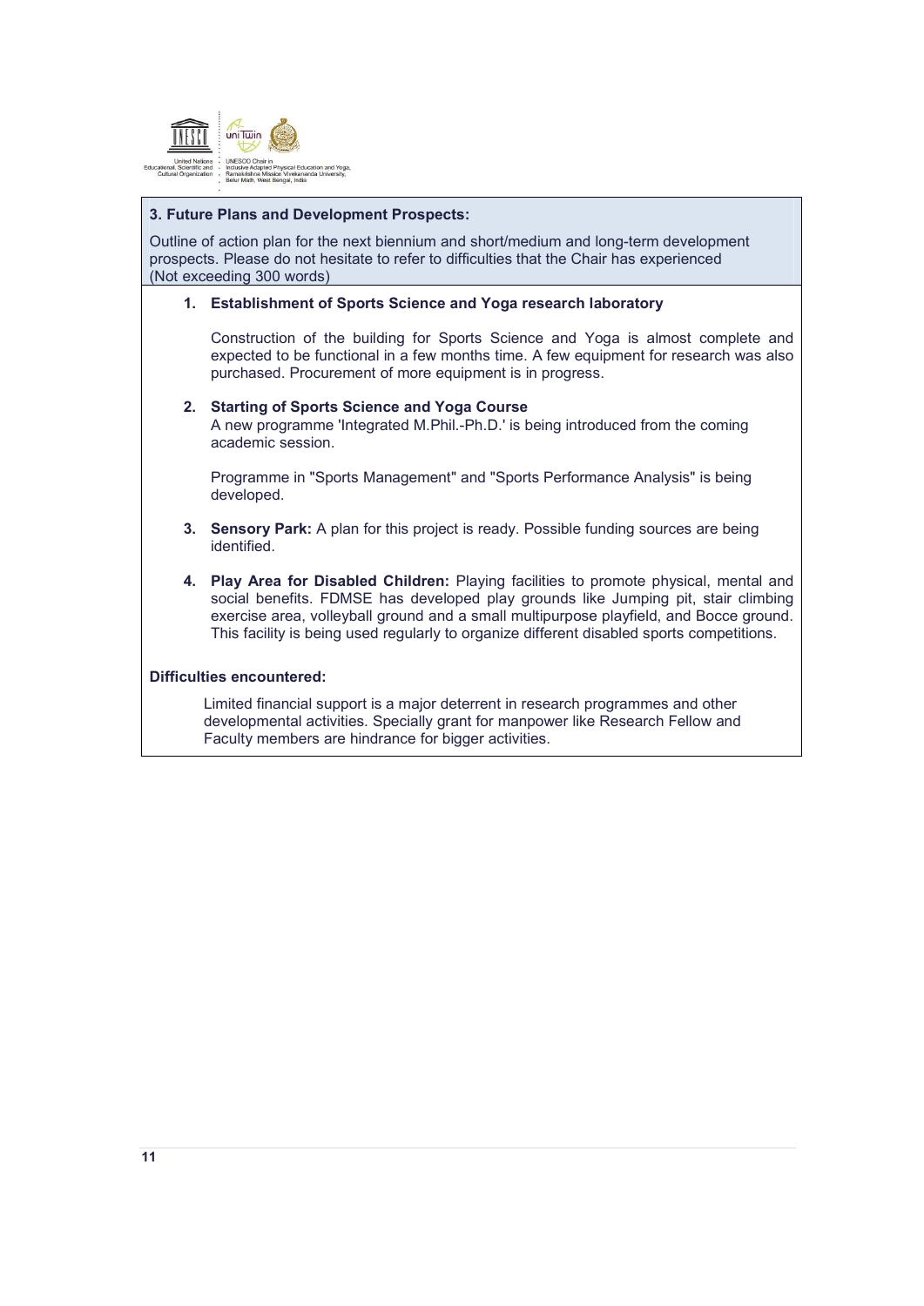### 3. Future Plans and Development Prospects:

Outline of action plan for the next biennium and short/medium and long-term development prospects. Please do not hesitate to refer to difficulties that the Chair has experienced
(Not exceeding 300 words)

1. **Establishment of Sports Science and Yoga research laboratory**

   Construction of the building for Sports Science and Yoga is almost complete and expected to be functional in a few months time. A few equipment for research was also purchased. Procurement of more equipment is in progress.

2. **Starting of Sports Science and Yoga Course**
   A new programme 'Integrated M.Phil.-Ph.D.' is being introduced from the coming academic session.

   Programme in "Sports Management" and "Sports Performance Analysis" is being developed.

3. **Sensory Park:** A plan for this project is ready. Possible funding sources are being identified.

4. **Play Area for Disabled Children:** Playing facilities to promote physical, mental and social benefits. FDMSE has developed play grounds like Jumping pit, stair climbing exercise area, volleyball ground and a small multipurpose playfield, and Bocce ground. This facility is being used regularly to organize different disabled sports competitions.

**Difficulties encountered:**

Limited financial support is a major deterrent in research programmes and other developmental activities. Specially grant for manpower like Research Fellow and Faculty members are hindrance for bigger activities.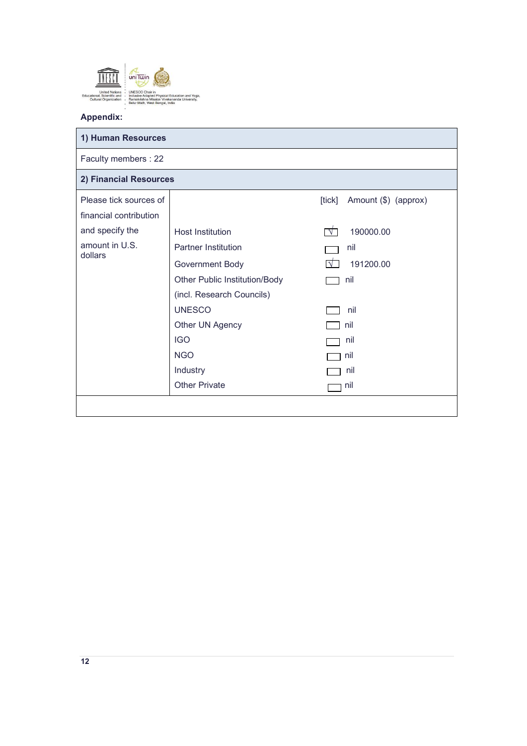**Appendix:**

| | | |
|---|---|---|
| **1) Human Resources** | | |
| Faculty members : 22 | | |
| **2) Financial Resources** | | |
| Please tick sources of financial contribution and specify the amount in U.S. dollars | | [tick] Amount ($) (approx) |
| | Host Institution | √ 190000.00 |
| | Partner Institution | nil |
| | Government Body | √ 191200.00 |
| | Other Public Institution/Body (incl. Research Councils) | nil |
| | UNESCO | nil |
| | Other UN Agency | nil |
| | IGO | nil |
| | NGO | nil |
| | Industry | nil |
| | Other Private | nil |